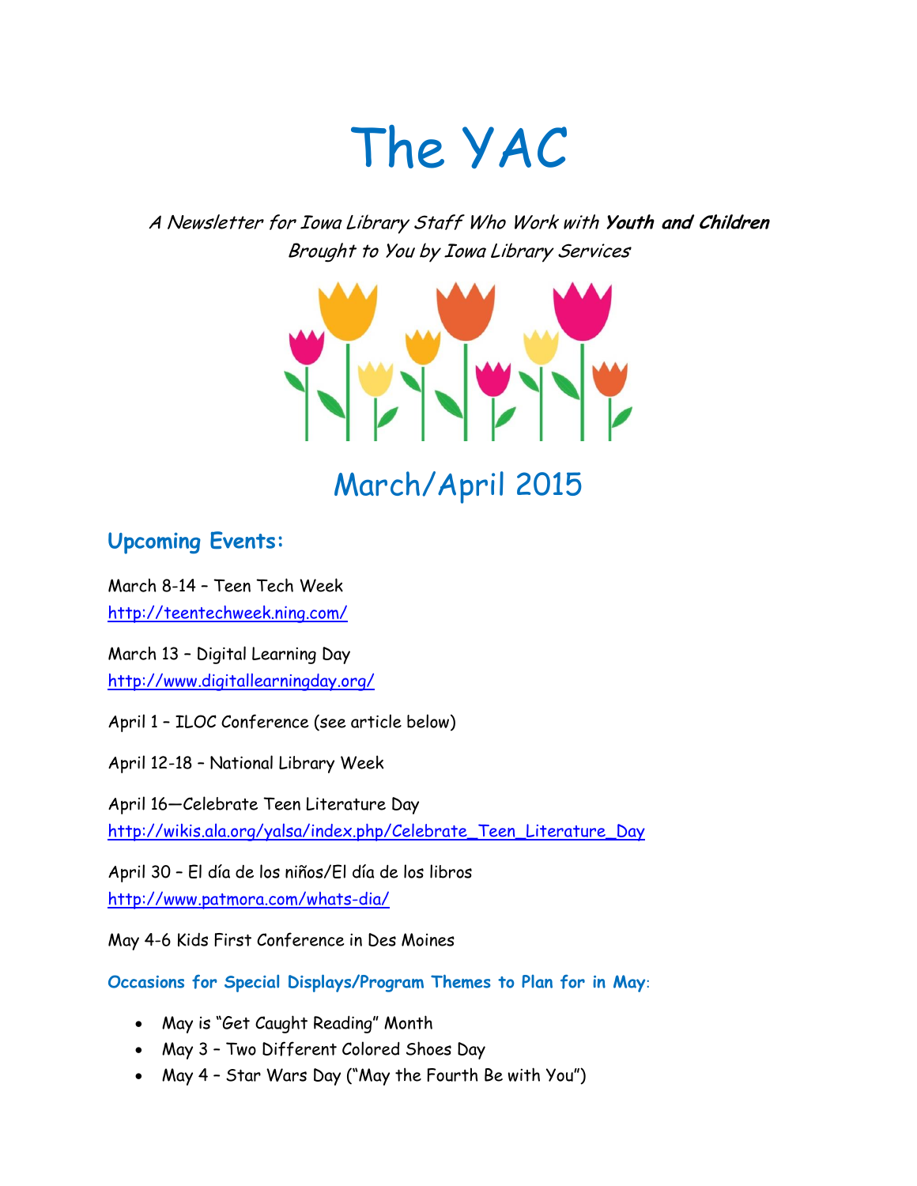# The YAC

*A Newsletter for Iowa Library Staff Who Work with **Youth and Children***
*Brought to You by Iowa Library Services*

## March/April 2015

### Upcoming Events:

March 8-14 – Teen Tech Week
http://teentechweek.ning.com/

March 13 – Digital Learning Day
http://www.digitallearningday.org/

April 1 – ILOC Conference (see article below)

April 12-18 – National Library Week

April 16—Celebrate Teen Literature Day
http://wikis.ala.org/yalsa/index.php/Celebrate_Teen_Literature_Day

April 30 – El día de los niños/El día de los libros
http://www.patmora.com/whats-dia/

May 4-6 Kids First Conference in Des Moines

**Occasions for Special Displays/Program Themes to Plan for in May**:

- May is "Get Caught Reading" Month
- May 3 – Two Different Colored Shoes Day
- May 4 – Star Wars Day ("May the Fourth Be with You")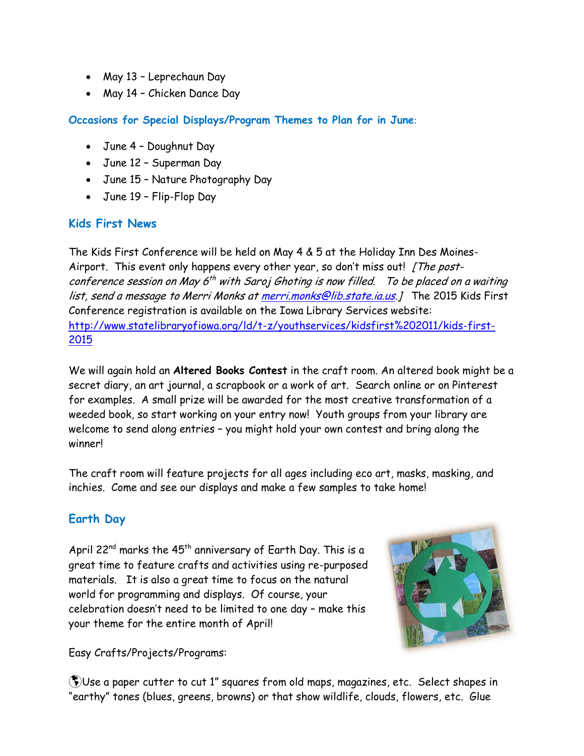- May 13 – Leprechaun Day
- May 14 – Chicken Dance Day

**Occasions for Special Displays/Program Themes to Plan for in June**:

- June 4 – Doughnut Day
- June 12 – Superman Day
- June 15 – Nature Photography Day
- June 19 – Flip-Flop Day

## Kids First News

The Kids First Conference will be held on May 4 & 5 at the Holiday Inn Des Moines-Airport. This event only happens every other year, so don't miss out! *[The post-conference session on May 6th with Saroj Ghoting is now filled. To be placed on a waiting list, send a message to Merri Monks at merri.monks@lib.state.ia.us.]* The 2015 Kids First Conference registration is available on the Iowa Library Services website: http://www.statelibraryofiowa.org/ld/t-z/youthservices/kidsfirst%202011/kids-first-2015

We will again hold an **Altered Books Contest** in the craft room. An altered book might be a secret diary, an art journal, a scrapbook or a work of art. Search online or on Pinterest for examples. A small prize will be awarded for the most creative transformation of a weeded book, so start working on your entry now! Youth groups from your library are welcome to send along entries – you might hold your own contest and bring along the winner!

The craft room will feature projects for all ages including eco art, masks, masking, and inchies. Come and see our displays and make a few samples to take home!

## Earth Day

April 22nd marks the 45th anniversary of Earth Day. This is a great time to feature crafts and activities using re-purposed materials. It is also a great time to focus on the natural world for programming and displays. Of course, your celebration doesn't need to be limited to one day – make this your theme for the entire month of April!

Easy Crafts/Projects/Programs:

🌎Use a paper cutter to cut 1" squares from old maps, magazines, etc. Select shapes in "earthy" tones (blues, greens, browns) or that show wildlife, clouds, flowers, etc. Glue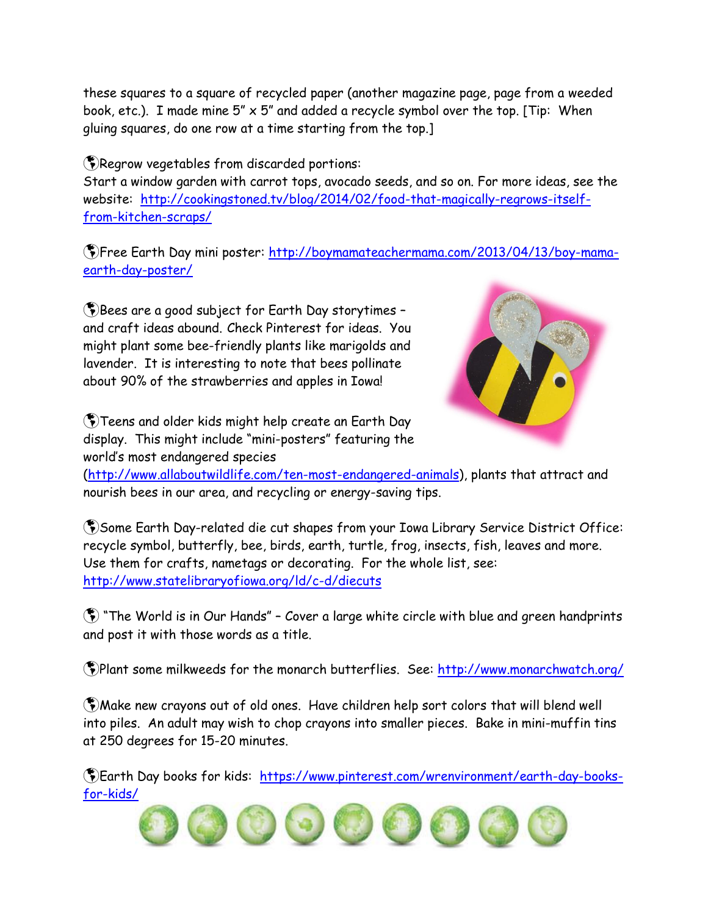these squares to a square of recycled paper (another magazine page, page from a weeded book, etc.). I made mine 5" x 5" and added a recycle symbol over the top. [Tip: When gluing squares, do one row at a time starting from the top.]

🌎Regrow vegetables from discarded portions:
Start a window garden with carrot tops, avocado seeds, and so on. For more ideas, see the website: http://cookingstoned.tv/blog/2014/02/food-that-magically-regrows-itself-from-kitchen-scraps/

🌎Free Earth Day mini poster: http://boymamateachermama.com/2013/04/13/boy-mama-earth-day-poster/

🌎Bees are a good subject for Earth Day storytimes – and craft ideas abound. Check Pinterest for ideas. You might plant some bee-friendly plants like marigolds and lavender. It is interesting to note that bees pollinate about 90% of the strawberries and apples in Iowa!

🌎Teens and older kids might help create an Earth Day display. This might include "mini-posters" featuring the world's most endangered species (http://www.allaboutwildlife.com/ten-most-endangered-animals), plants that attract and nourish bees in our area, and recycling or energy-saving tips.

🌎Some Earth Day-related die cut shapes from your Iowa Library Service District Office: recycle symbol, butterfly, bee, birds, earth, turtle, frog, insects, fish, leaves and more. Use them for crafts, nametags or decorating. For the whole list, see: http://www.statelibraryofiowa.org/ld/c-d/diecuts

🌎 "The World is in Our Hands" – Cover a large white circle with blue and green handprints and post it with those words as a title.

🌎Plant some milkweeds for the monarch butterflies. See: http://www.monarchwatch.org/

🌎Make new crayons out of old ones. Have children help sort colors that will blend well into piles. An adult may wish to chop crayons into smaller pieces. Bake in mini-muffin tins at 250 degrees for 15-20 minutes.

🌎Earth Day books for kids: https://www.pinterest.com/wrenvironment/earth-day-books-for-kids/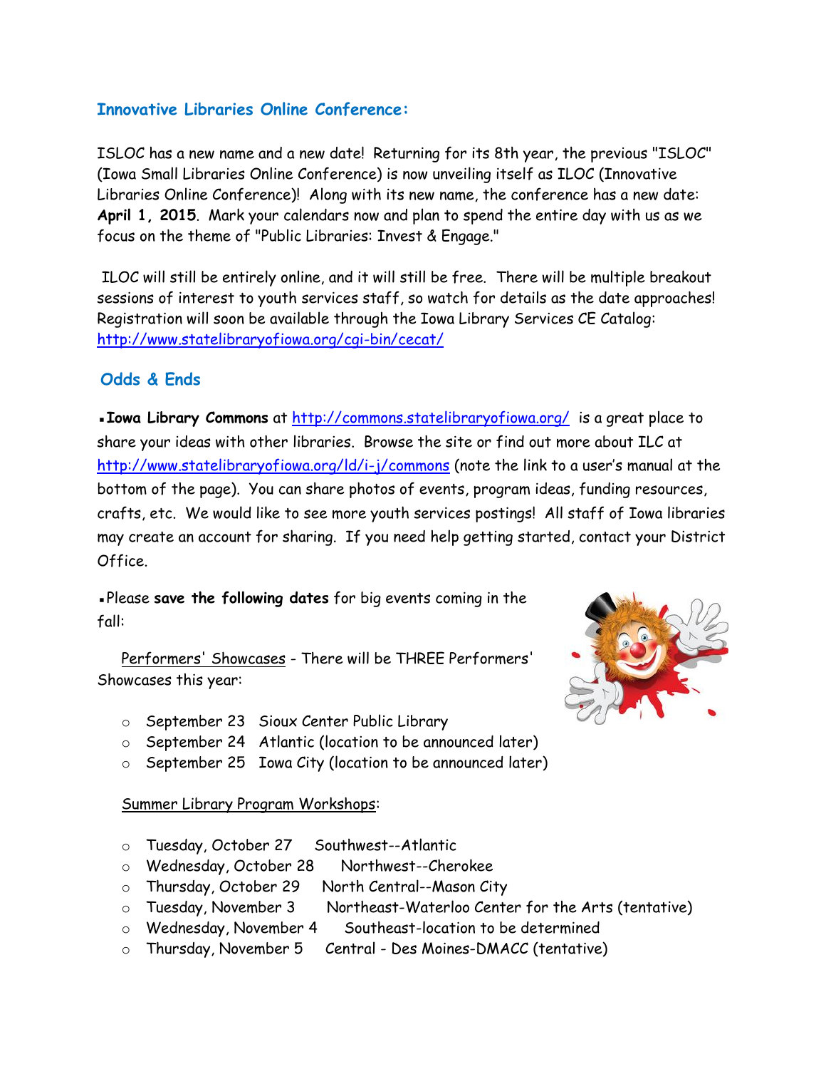## Innovative Libraries Online Conference:

ISLOC has a new name and a new date! Returning for its 8th year, the previous "ISLOC" (Iowa Small Libraries Online Conference) is now unveiling itself as ILOC (Innovative Libraries Online Conference)! Along with its new name, the conference has a new date: **April 1, 2015**. Mark your calendars now and plan to spend the entire day with us as we focus on the theme of "Public Libraries: Invest & Engage."

ILOC will still be entirely online, and it will still be free. There will be multiple breakout sessions of interest to youth services staff, so watch for details as the date approaches! Registration will soon be available through the Iowa Library Services CE Catalog: http://www.statelibraryofiowa.org/cgi-bin/cecat/

## Odds & Ends

- **Iowa Library Commons** at http://commons.statelibraryofiowa.org/ is a great place to share your ideas with other libraries. Browse the site or find out more about ILC at http://www.statelibraryofiowa.org/ld/i-j/commons (note the link to a user's manual at the bottom of the page). You can share photos of events, program ideas, funding resources, crafts, etc. We would like to see more youth services postings! All staff of Iowa libraries may create an account for sharing. If you need help getting started, contact your District Office.

- Please **save the following dates** for big events coming in the fall:

Performers' Showcases - There will be THREE Performers' Showcases this year:

- September 23 Sioux Center Public Library
- September 24 Atlantic (location to be announced later)
- September 25 Iowa City (location to be announced later)

Summer Library Program Workshops:

- Tuesday, October 27 Southwest--Atlantic
- Wednesday, October 28 Northwest--Cherokee
- Thursday, October 29 North Central--Mason City
- Tuesday, November 3 Northeast-Waterloo Center for the Arts (tentative)
- Wednesday, November 4 Southeast-location to be determined
- Thursday, November 5 Central - Des Moines-DMACC (tentative)